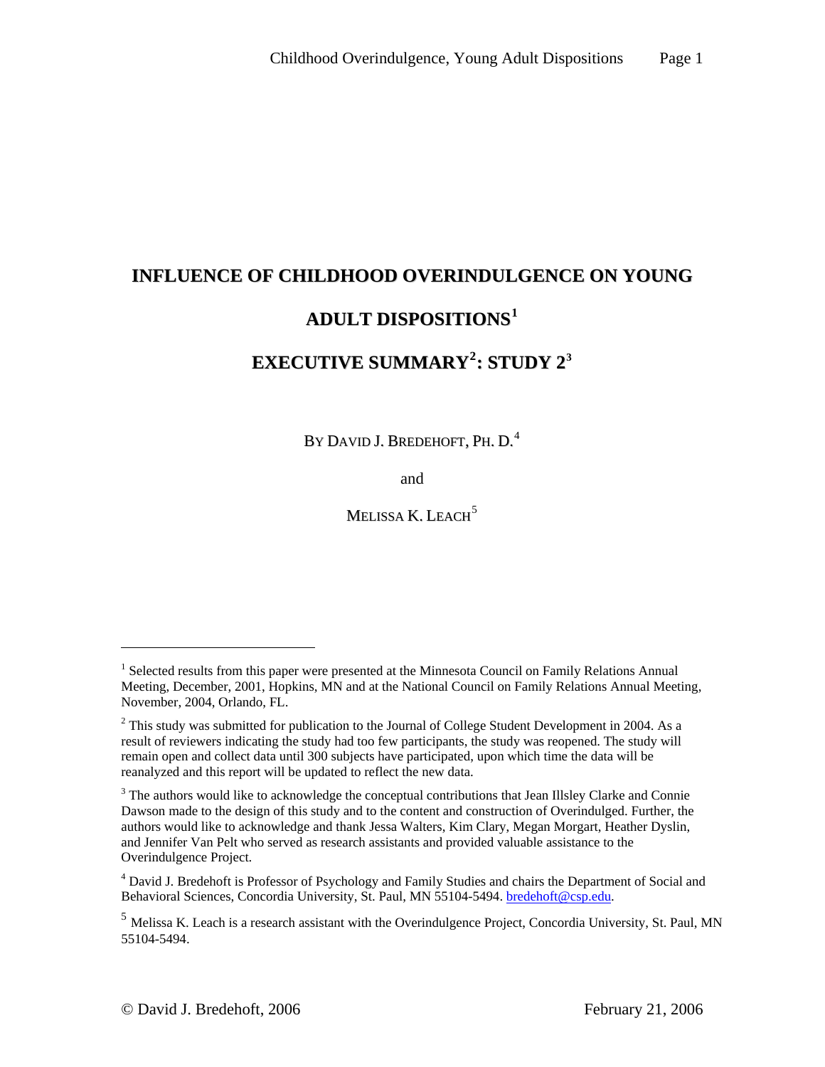# INFLUENCE OF CHILDHOOD OVERINDULGENCE ON YOUNG ADULT DISPOSITIONS[1]

## EXECUTIVE SUMMARY[2]: STUDY 2[3]

BY DAVID J. BREDEHOFT, PH. D.[4]

and

MELISSA K. LEACH[5]

---

[1] Selected results from this paper were presented at the Minnesota Council on Family Relations Annual Meeting, December, 2001, Hopkins, MN and at the National Council on Family Relations Annual Meeting, November, 2004, Orlando, FL.

[2] This study was submitted for publication to the Journal of College Student Development in 2004. As a result of reviewers indicating the study had too few participants, the study was reopened. The study will remain open and collect data until 300 subjects have participated, upon which time the data will be reanalyzed and this report will be updated to reflect the new data.

[3] The authors would like to acknowledge the conceptual contributions that Jean Illsley Clarke and Connie Dawson made to the design of this study and to the content and construction of Overindulged. Further, the authors would like to acknowledge and thank Jessa Walters, Kim Clary, Megan Morgart, Heather Dyslin, and Jennifer Van Pelt who served as research assistants and provided valuable assistance to the Overindulgence Project.

[4] David J. Bredehoft is Professor of Psychology and Family Studies and chairs the Department of Social and Behavioral Sciences, Concordia University, St. Paul, MN 55104-5494. bredehoft@csp.edu.

[5] Melissa K. Leach is a research assistant with the Overindulgence Project, Concordia University, St. Paul, MN 55104-5494.

© David J. Bredehoft, 2006 February 21, 2006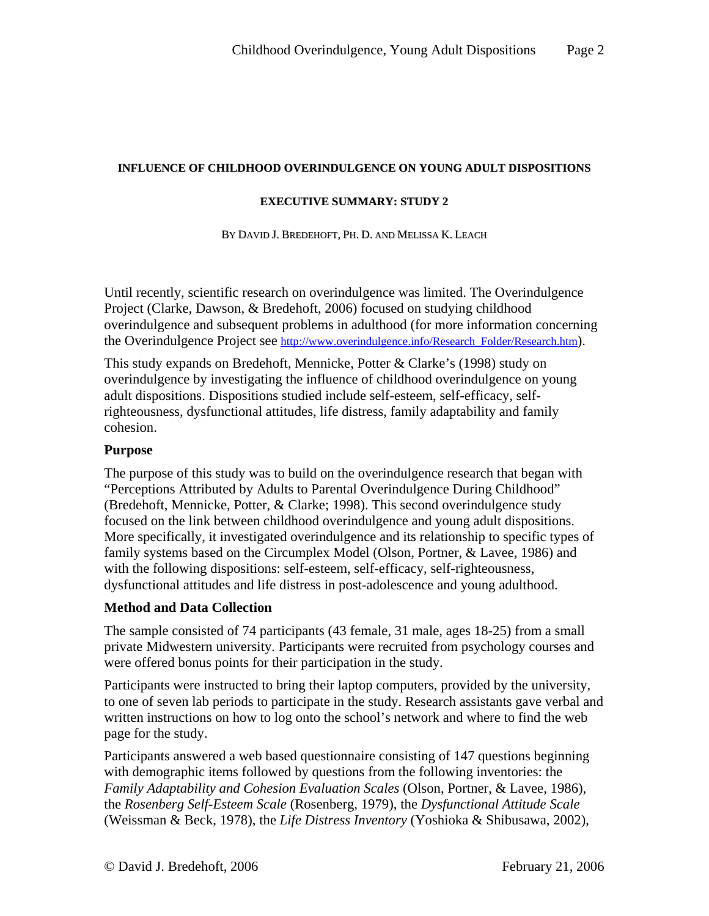**INFLUENCE OF CHILDHOOD OVERINDULGENCE ON YOUNG ADULT DISPOSITIONS**

**EXECUTIVE SUMMARY: STUDY 2**

BY DAVID J. BREDEHOFT, PH. D. AND MELISSA K. LEACH

Until recently, scientific research on overindulgence was limited. The Overindulgence Project (Clarke, Dawson, & Bredehoft, 2006) focused on studying childhood overindulgence and subsequent problems in adulthood (for more information concerning the Overindulgence Project see http://www.overindulgence.info/Research_Folder/Research.htm).

This study expands on Bredehoft, Mennicke, Potter & Clarke's (1998) study on overindulgence by investigating the influence of childhood overindulgence on young adult dispositions. Dispositions studied include self-esteem, self-efficacy, self-righteousness, dysfunctional attitudes, life distress, family adaptability and family cohesion.

### Purpose

The purpose of this study was to build on the overindulgence research that began with "Perceptions Attributed by Adults to Parental Overindulgence During Childhood" (Bredehoft, Mennicke, Potter, & Clarke; 1998). This second overindulgence study focused on the link between childhood overindulgence and young adult dispositions. More specifically, it investigated overindulgence and its relationship to specific types of family systems based on the Circumplex Model (Olson, Portner, & Lavee, 1986) and with the following dispositions: self-esteem, self-efficacy, self-righteousness, dysfunctional attitudes and life distress in post-adolescence and young adulthood.

### Method and Data Collection

The sample consisted of 74 participants (43 female, 31 male, ages 18-25) from a small private Midwestern university. Participants were recruited from psychology courses and were offered bonus points for their participation in the study.

Participants were instructed to bring their laptop computers, provided by the university, to one of seven lab periods to participate in the study. Research assistants gave verbal and written instructions on how to log onto the school's network and where to find the web page for the study.

Participants answered a web based questionnaire consisting of 147 questions beginning with demographic items followed by questions from the following inventories: the *Family Adaptability and Cohesion Evaluation Scales* (Olson, Portner, & Lavee, 1986), the *Rosenberg Self-Esteem Scale* (Rosenberg, 1979), the *Dysfunctional Attitude Scale* (Weissman & Beck, 1978), the *Life Distress Inventory* (Yoshioka & Shibusawa, 2002),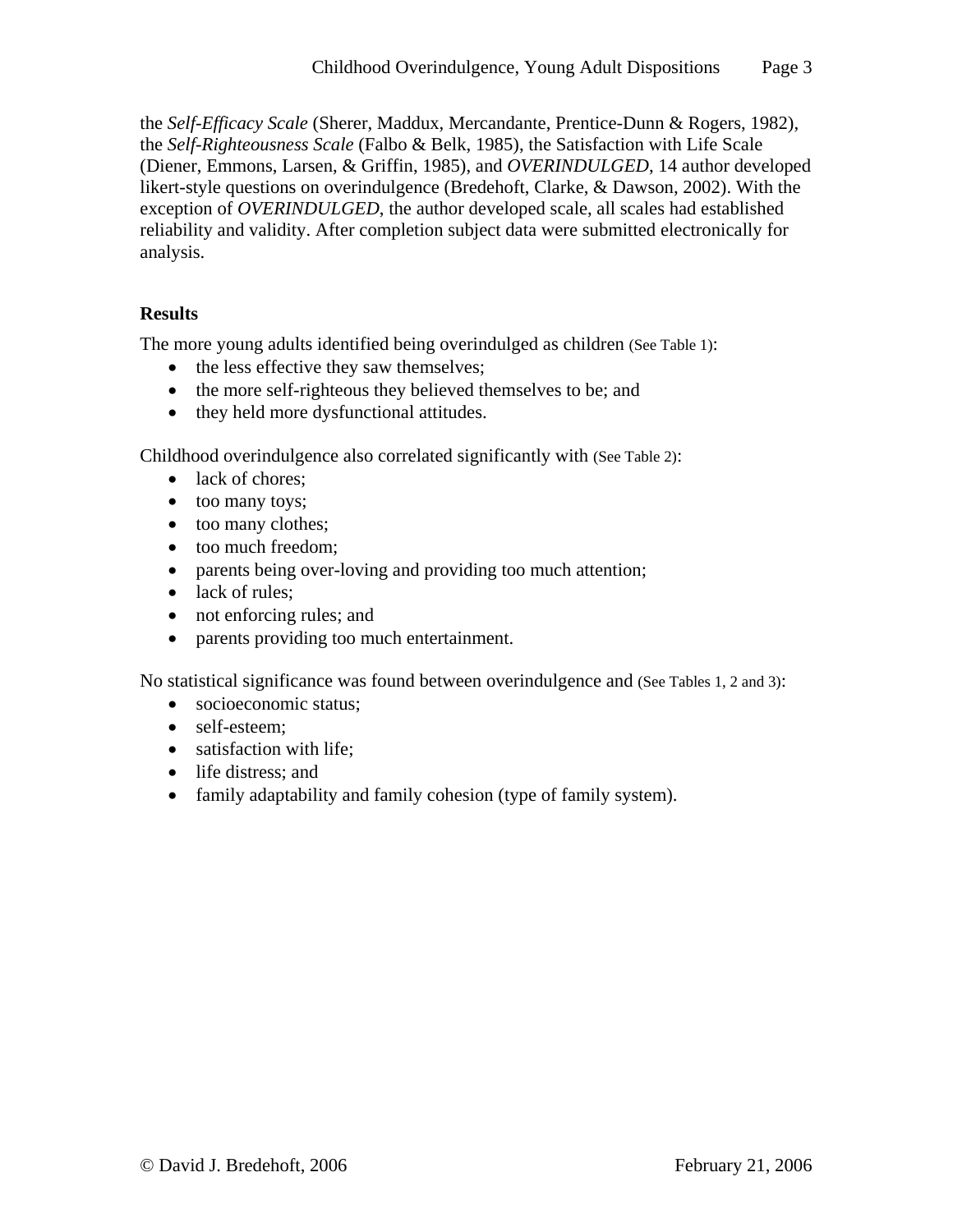the *Self-Efficacy Scale* (Sherer, Maddux, Mercandante, Prentice-Dunn & Rogers, 1982), the *Self-Righteousness Scale* (Falbo & Belk, 1985), the Satisfaction with Life Scale (Diener, Emmons, Larsen, & Griffin, 1985), and *OVERINDULGED*, 14 author developed likert-style questions on overindulgence (Bredehoft, Clarke, & Dawson, 2002). With the exception of *OVERINDULGED*, the author developed scale, all scales had established reliability and validity. After completion subject data were submitted electronically for analysis.

**Results**

The more young adults identified being overindulged as children (See Table 1):

- the less effective they saw themselves;
- the more self-righteous they believed themselves to be; and
- they held more dysfunctional attitudes.

Childhood overindulgence also correlated significantly with (See Table 2):

- lack of chores;
- too many toys;
- too many clothes;
- too much freedom;
- parents being over-loving and providing too much attention;
- lack of rules;
- not enforcing rules; and
- parents providing too much entertainment.

No statistical significance was found between overindulgence and (See Tables 1, 2 and 3):

- socioeconomic status;
- self-esteem;
- satisfaction with life;
- life distress; and
- family adaptability and family cohesion (type of family system).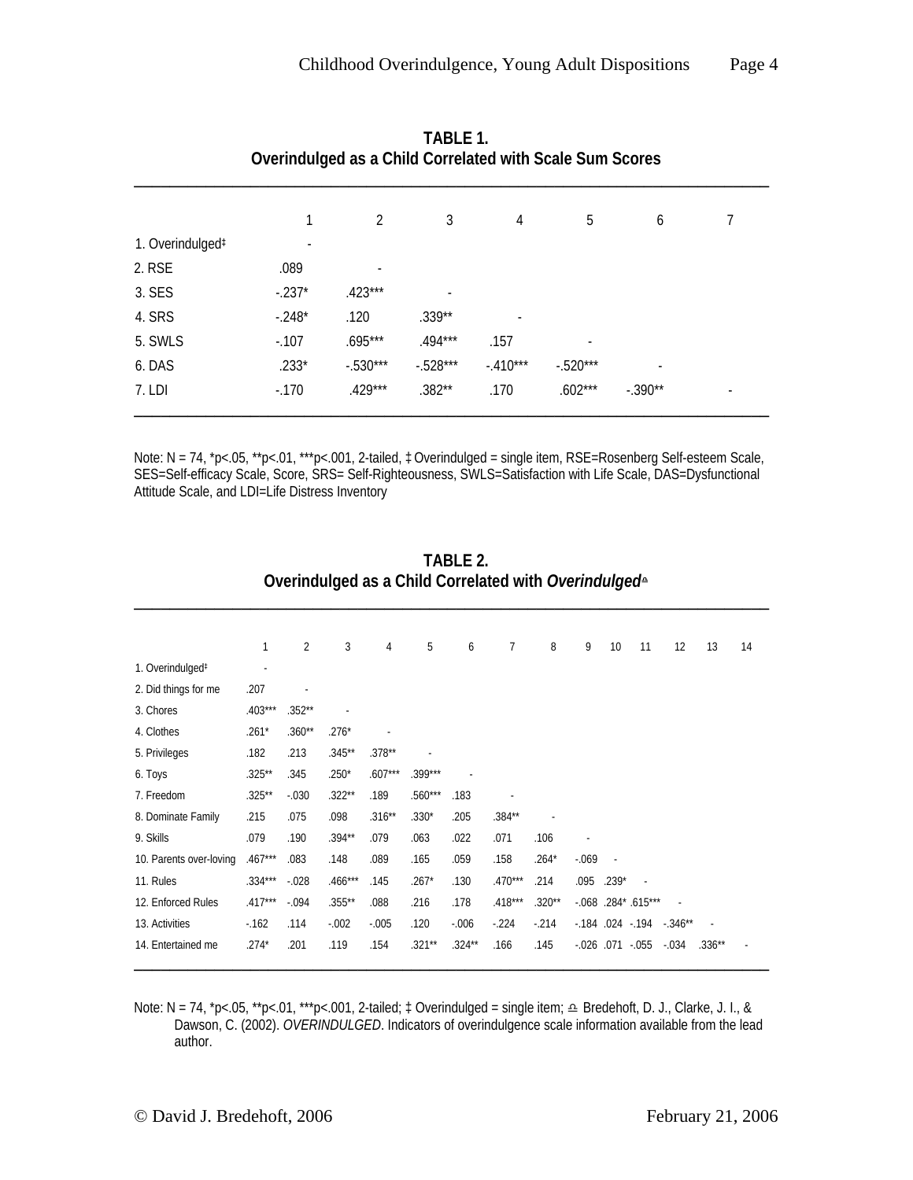**TABLE 1.**
**Overindulged as a Child Correlated with Scale Sum Scores**

| | 1 | 2 | 3 | 4 | 5 | 6 | 7 |
|---|---|---|---|---|---|---|---|
| 1. Overindulged‡ | - | | | | | | |
| 2. RSE | .089 | - | | | | | |
| 3. SES | -.237* | .423*** | - | | | | |
| 4. SRS | -.248* | .120 | .339** | - | | | |
| 5. SWLS | -.107 | .695*** | .494*** | .157 | - | | |
| 6. DAS | .233* | -.530*** | -.528*** | -.410*** | -.520*** | - | |
| 7. LDI | -.170 | .429*** | .382** | .170 | .602*** | -.390** | - |

Note: N = 74, *p<.05, **p<.01, ***p<.001, 2-tailed, ‡ Overindulged = single item, RSE=Rosenberg Self-esteem Scale, SES=Self-efficacy Scale, Score, SRS= Self-Righteousness, SWLS=Satisfaction with Life Scale, DAS=Dysfunctional Attitude Scale, and LDI=Life Distress Inventory

**TABLE 2.**
**Overindulged as a Child Correlated with *Overindulged*♎**

| | 1 | 2 | 3 | 4 | 5 | 6 | 7 | 8 | 9 | 10 | 11 | 12 | 13 | 14 |
|---|---|---|---|---|---|---|---|---|---|---|---|---|---|---|
| 1. Overindulged‡ | - | | | | | | | | | | | | | |
| 2. Did things for me | .207 | - | | | | | | | | | | | | |
| 3. Chores | .403*** | .352** | - | | | | | | | | | | | |
| 4. Clothes | .261* | .360** | .276* | - | | | | | | | | | | |
| 5. Privileges | .182 | .213 | .345** | .378** | - | | | | | | | | | |
| 6. Toys | .325** | .345 | .250* | .607*** | .399*** | - | | | | | | | | |
| 7. Freedom | .325** | -.030 | .322** | .189 | .560*** | .183 | - | | | | | | | |
| 8. Dominate Family | .215 | .075 | .098 | .316** | .330* | .205 | .384** | - | | | | | | |
| 9. Skills | .079 | .190 | .394** | .079 | .063 | .022 | .071 | .106 | - | | | | | |
| 10. Parents over-loving | .467*** | .083 | .148 | .089 | .165 | .059 | .158 | .264* | -.069 | - | | | | |
| 11. Rules | .334*** | -.028 | .466*** | .145 | .267* | .130 | .470*** | .214 | .095 | .239* | - | | | |
| 12. Enforced Rules | .417*** | -.094 | .355** | .088 | .216 | .178 | .418*** | .320** | -.068 | .284* | .615*** | - | | |
| 13. Activities | -.162 | .114 | -.002 | -.005 | .120 | -.006 | -.224 | -.214 | -.184 | .024 | -.194 | -.346** | - | |
| 14. Entertained me | .274* | .201 | .119 | .154 | .321** | .324** | .166 | .145 | -.026 | .071 | -.055 | -.034 | .336** | - |

Note: N = 74, *p<.05, **p<.01, ***p<.001, 2-tailed; ‡ Overindulged = single item; ♎ Bredehoft, D. J., Clarke, J. I., & Dawson, C. (2002). *OVERINDULGED*. Indicators of overindulgence scale information available from the lead author.

© David J. Bredehoft, 2006 February 21, 2006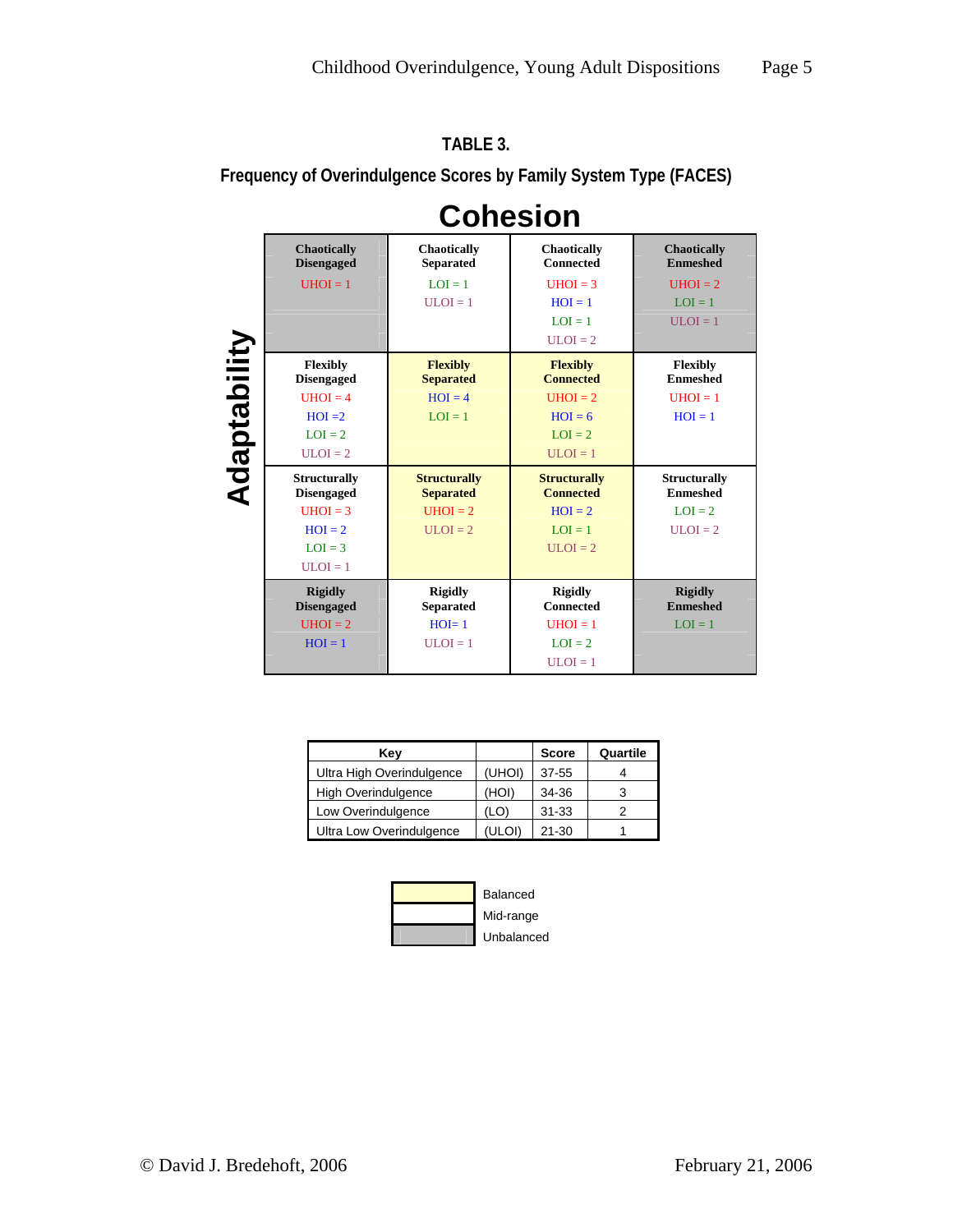**TABLE 3.**

**Frequency of Overindulgence Scores by Family System Type (FACES)**

**Cohesion** (columns) / **Adaptability** (rows)

| | | | |
|---|---|---|---|
| **Chaotically Disengaged**<br>UHOI = 1 | **Chaotically Separated**<br>LOI = 1<br>ULOI = 1 | **Chaotically Connected**<br>UHOI = 3<br>HOI = 1<br>LOI = 1<br>ULOI = 2 | **Chaotically Enmeshed**<br>UHOI = 2<br>LOI = 1<br>ULOI = 1 |
| **Flexibly Disengaged**<br>UHOI = 4<br>HOI =2<br>LOI = 2<br>ULOI = 2 | **Flexibly Separated**<br>HOI = 4<br>LOI = 1 | **Flexibly Connected**<br>UHOI = 2<br>HOI = 6<br>LOI = 2<br>ULOI = 1 | **Flexibly Enmeshed**<br>UHOI = 1<br>HOI = 1 |
| **Structurally Disengaged**<br>UHOI = 3<br>HOI = 2<br>LOI = 3<br>ULOI = 1 | **Structurally Separated**<br>UHOI = 2<br>ULOI = 2 | **Structurally Connected**<br>HOI = 2<br>LOI = 1<br>ULOI = 2 | **Structurally Enmeshed**<br>LOI = 2<br>ULOI = 2 |
| **Rigidly Disengaged**<br>UHOI = 2<br>HOI = 1 | **Rigidly Separated**<br>HOI= 1<br>ULOI = 1 | **Rigidly Connected**<br>UHOI = 1<br>LOI = 2<br>ULOI = 1 | **Rigidly Enmeshed**<br>LOI = 1 |

| Key | | Score | Quartile |
|---|---|---|---|
| Ultra High Overindulgence | (UHOI) | 37-55 | 4 |
| High Overindulgence | (HOI) | 34-36 | 3 |
| Low Overindulgence | (LO) | 31-33 | 2 |
| Ultra Low Overindulgence | (ULOI) | 21-30 | 1 |

- Balanced (Flexibly Separated, Flexibly Connected, Structurally Separated, Structurally Connected)
- Mid-range (Chaotically Separated, Chaotically Connected, Flexibly Disengaged, Flexibly Enmeshed, Structurally Disengaged, Structurally Enmeshed, Rigidly Separated, Rigidly Connected)
- Unbalanced (Chaotically Disengaged, Chaotically Enmeshed, Rigidly Disengaged, Rigidly Enmeshed)

© David J. Bredehoft, 2006

February 21, 2006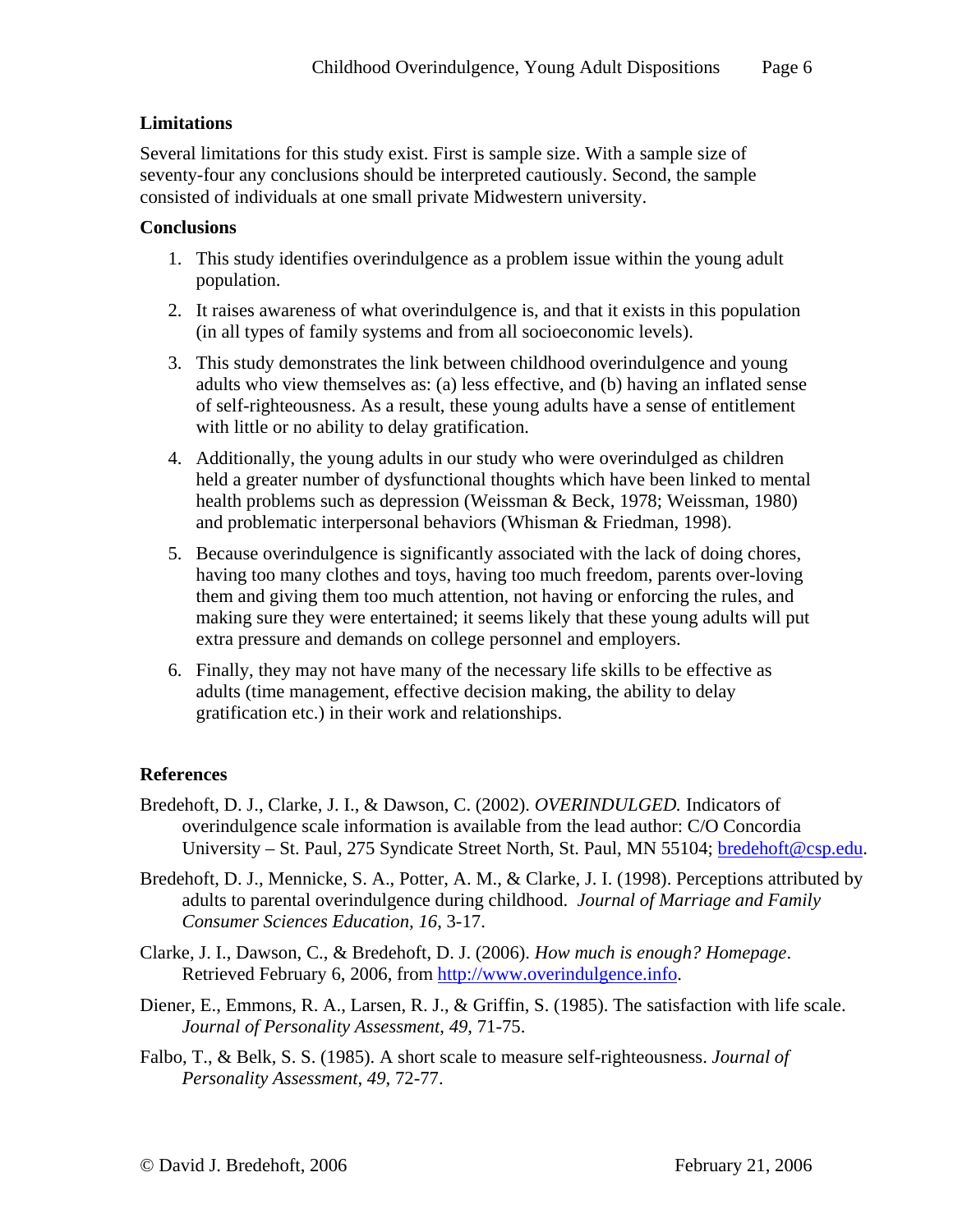**Limitations**

Several limitations for this study exist. First is sample size. With a sample size of seventy-four any conclusions should be interpreted cautiously. Second, the sample consisted of individuals at one small private Midwestern university.

**Conclusions**

1. This study identifies overindulgence as a problem issue within the young adult population.
2. It raises awareness of what overindulgence is, and that it exists in this population (in all types of family systems and from all socioeconomic levels).
3. This study demonstrates the link between childhood overindulgence and young adults who view themselves as: (a) less effective, and (b) having an inflated sense of self-righteousness. As a result, these young adults have a sense of entitlement with little or no ability to delay gratification.
4. Additionally, the young adults in our study who were overindulged as children held a greater number of dysfunctional thoughts which have been linked to mental health problems such as depression (Weissman & Beck, 1978; Weissman, 1980) and problematic interpersonal behaviors (Whisman & Friedman, 1998).
5. Because overindulgence is significantly associated with the lack of doing chores, having too many clothes and toys, having too much freedom, parents over-loving them and giving them too much attention, not having or enforcing the rules, and making sure they were entertained; it seems likely that these young adults will put extra pressure and demands on college personnel and employers.
6. Finally, they may not have many of the necessary life skills to be effective as adults (time management, effective decision making, the ability to delay gratification etc.) in their work and relationships.

**References**

Bredehoft, D. J., Clarke, J. I., & Dawson, C. (2002). *OVERINDULGED.* Indicators of overindulgence scale information is available from the lead author: C/O Concordia University – St. Paul, 275 Syndicate Street North, St. Paul, MN 55104; bredehoft@csp.edu.

Bredehoft, D. J., Mennicke, S. A., Potter, A. M., & Clarke, J. I. (1998). Perceptions attributed by adults to parental overindulgence during childhood. *Journal of Marriage and Family Consumer Sciences Education, 16*, 3-17.

Clarke, J. I., Dawson, C., & Bredehoft, D. J. (2006). *How much is enough? Homepage*. Retrieved February 6, 2006, from http://www.overindulgence.info.

Diener, E., Emmons, R. A., Larsen, R. J., & Griffin, S. (1985). The satisfaction with life scale. *Journal of Personality Assessment*, *49*, 71-75.

Falbo, T., & Belk, S. S. (1985). A short scale to measure self-righteousness. *Journal of Personality Assessment*, *49*, 72-77.

© David J. Bredehoft, 2006 February 21, 2006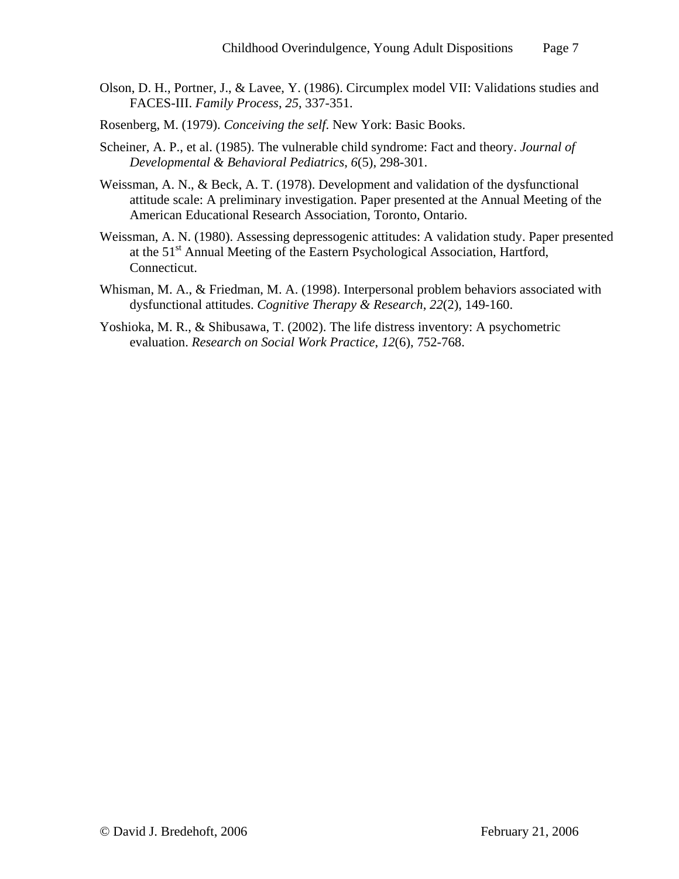Olson, D. H., Portner, J., & Lavee, Y. (1986). Circumplex model VII: Validations studies and FACES-III. *Family Process*, *25*, 337-351.

Rosenberg, M. (1979). *Conceiving the self*. New York: Basic Books.

Scheiner, A. P., et al. (1985). The vulnerable child syndrome: Fact and theory. *Journal of Developmental & Behavioral Pediatrics*, *6*(5), 298-301.

Weissman, A. N., & Beck, A. T. (1978). Development and validation of the dysfunctional attitude scale: A preliminary investigation. Paper presented at the Annual Meeting of the American Educational Research Association, Toronto, Ontario.

Weissman, A. N. (1980). Assessing depressogenic attitudes: A validation study. Paper presented at the 51st Annual Meeting of the Eastern Psychological Association, Hartford, Connecticut.

Whisman, M. A., & Friedman, M. A. (1998). Interpersonal problem behaviors associated with dysfunctional attitudes. *Cognitive Therapy & Research*, *22*(2), 149-160.

Yoshioka, M. R., & Shibusawa, T. (2002). The life distress inventory: A psychometric evaluation. *Research on Social Work Practice*, *12*(6), 752-768.